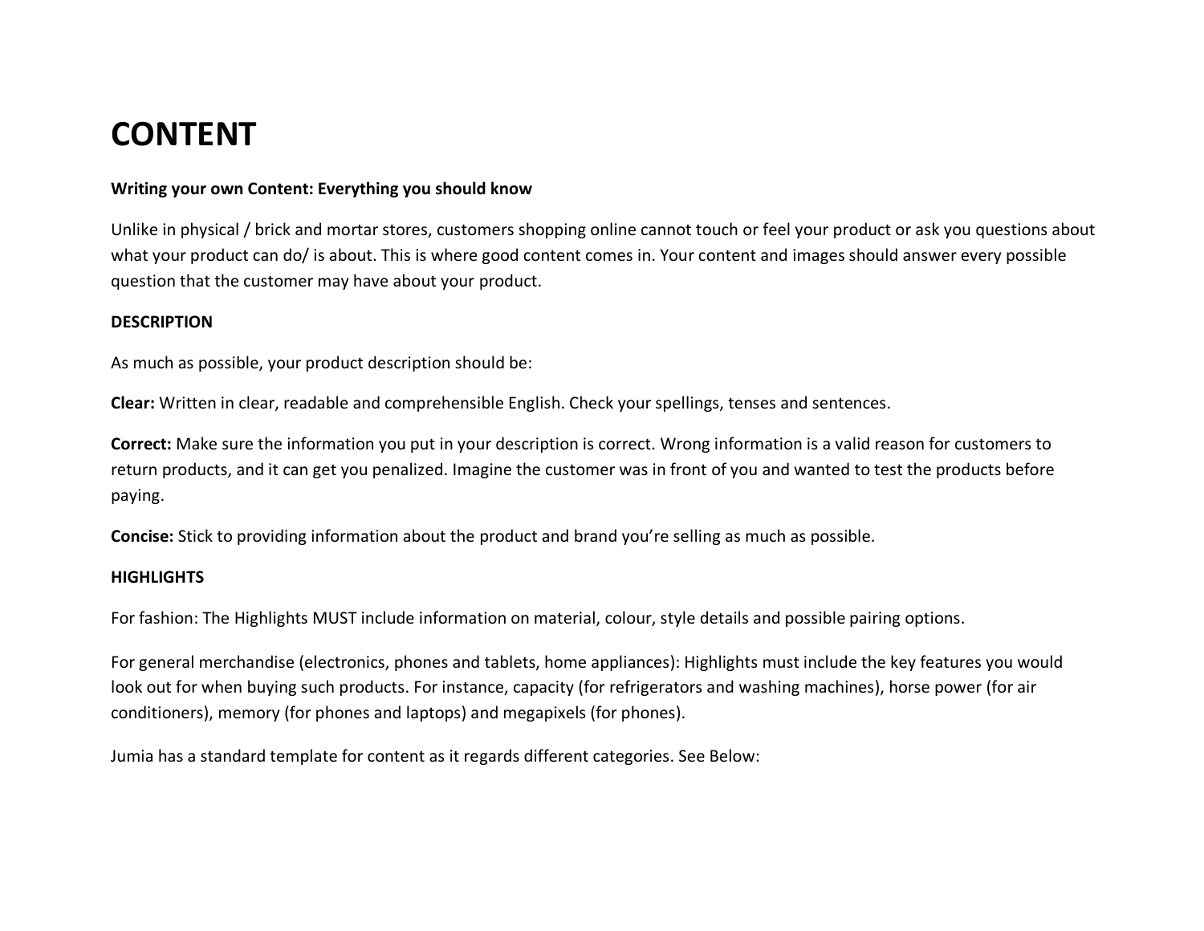# CONTENT

**Writing your own Content: Everything you should know**

Unlike in physical / brick and mortar stores, customers shopping online cannot touch or feel your product or ask you questions about what your product can do/ is about. This is where good content comes in. Your content and images should answer every possible question that the customer may have about your product.

**DESCRIPTION**

As much as possible, your product description should be:

**Clear:** Written in clear, readable and comprehensible English. Check your spellings, tenses and sentences.

**Correct:** Make sure the information you put in your description is correct. Wrong information is a valid reason for customers to return products, and it can get you penalized. Imagine the customer was in front of you and wanted to test the products before paying.

**Concise:** Stick to providing information about the product and brand you're selling as much as possible.

**HIGHLIGHTS**

For fashion: The Highlights MUST include information on material, colour, style details and possible pairing options.

For general merchandise (electronics, phones and tablets, home appliances): Highlights must include the key features you would look out for when buying such products. For instance, capacity (for refrigerators and washing machines), horse power (for air conditioners), memory (for phones and laptops) and megapixels (for phones).

Jumia has a standard template for content as it regards different categories. See Below: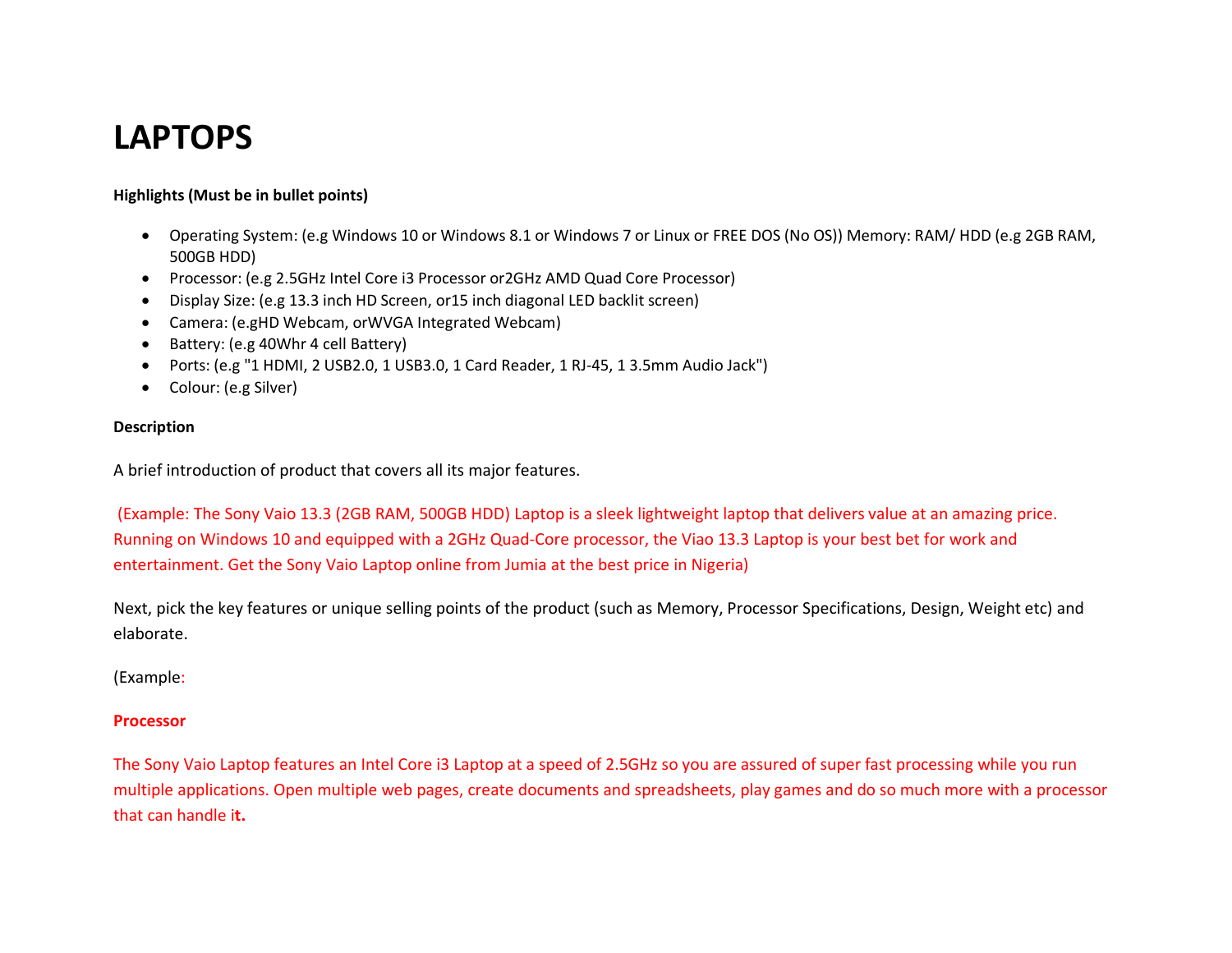# LAPTOPS

**Highlights (Must be in bullet points)**

- Operating System: (e.g Windows 10 or Windows 8.1 or Windows 7 or Linux or FREE DOS (No OS)) Memory: RAM/ HDD (e.g 2GB RAM, 500GB HDD)
- Processor: (e.g 2.5GHz Intel Core i3 Processor or2GHz AMD Quad Core Processor)
- Display Size: (e.g 13.3 inch HD Screen, or15 inch diagonal LED backlit screen)
- Camera: (e.gHD Webcam, orWVGA Integrated Webcam)
- Battery: (e.g 40Whr 4 cell Battery)
- Ports: (e.g "1 HDMI, 2 USB2.0, 1 USB3.0, 1 Card Reader, 1 RJ-45, 1 3.5mm Audio Jack")
- Colour: (e.g Silver)

**Description**

A brief introduction of product that covers all its major features.

(Example: The Sony Vaio 13.3 (2GB RAM, 500GB HDD) Laptop is a sleek lightweight laptop that delivers value at an amazing price. Running on Windows 10 and equipped with a 2GHz Quad-Core processor, the Viao 13.3 Laptop is your best bet for work and entertainment. Get the Sony Vaio Laptop online from Jumia at the best price in Nigeria)

Next, pick the key features or unique selling points of the product (such as Memory, Processor Specifications, Design, Weight etc) and elaborate.

(Example:

**Processor**

The Sony Vaio Laptop features an Intel Core i3 Laptop at a speed of 2.5GHz so you are assured of super fast processing while you run multiple applications. Open multiple web pages, create documents and spreadsheets, play games and do so much more with a processor that can handle i**t.**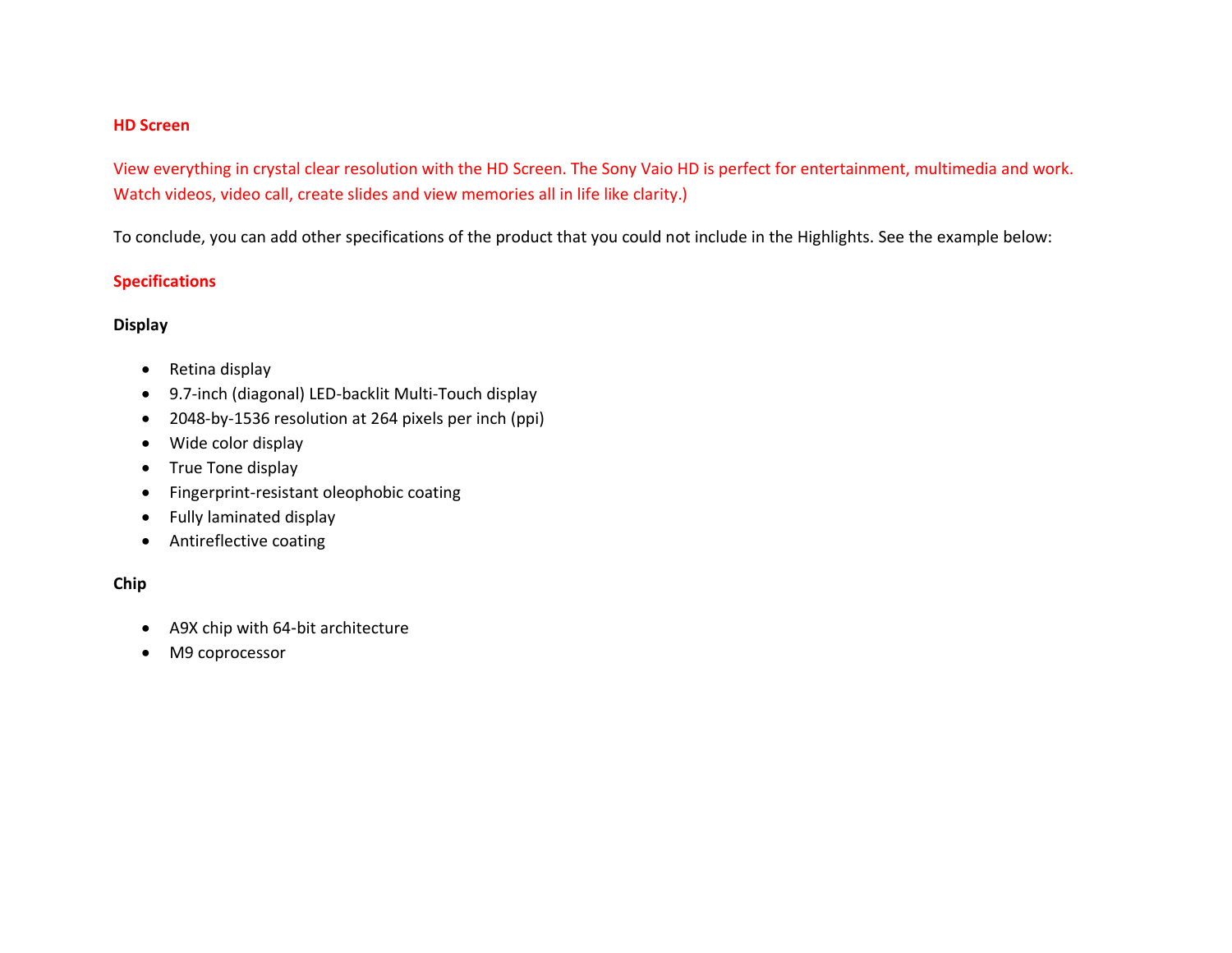**HD Screen**

View everything in crystal clear resolution with the HD Screen. The Sony Vaio HD is perfect for entertainment, multimedia and work. Watch videos, video call, create slides and view memories all in life like clarity.)

To conclude, you can add other specifications of the product that you could not include in the Highlights. See the example below:

**Specifications**

**Display**

- Retina display
- 9.7-inch (diagonal) LED-backlit Multi-Touch display
- 2048-by-1536 resolution at 264 pixels per inch (ppi)
- Wide color display
- True Tone display
- Fingerprint-resistant oleophobic coating
- Fully laminated display
- Antireflective coating

**Chip**

- A9X chip with 64-bit architecture
- M9 coprocessor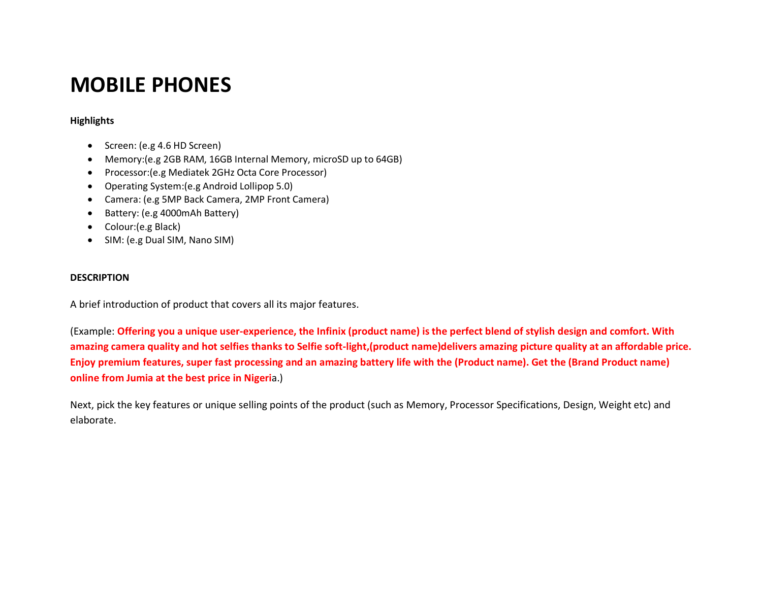# MOBILE PHONES

**Highlights**

- Screen: (e.g 4.6 HD Screen)
- Memory:(e.g 2GB RAM, 16GB Internal Memory, microSD up to 64GB)
- Processor:(e.g Mediatek 2GHz Octa Core Processor)
- Operating System:(e.g Android Lollipop 5.0)
- Camera: (e.g 5MP Back Camera, 2MP Front Camera)
- Battery: (e.g 4000mAh Battery)
- Colour:(e.g Black)
- SIM: (e.g Dual SIM, Nano SIM)

**DESCRIPTION**

A brief introduction of product that covers all its major features.

(Example: **Offering you a unique user-experience, the Infinix (product name) is the perfect blend of stylish design and comfort. With amazing camera quality and hot selfies thanks to Selfie soft-light,(product name)delivers amazing picture quality at an affordable price. Enjoy premium features, super fast processing and an amazing battery life with the (Product name). Get the (Brand Product name) online from Jumia at the best price in Nigeri**a.)

Next, pick the key features or unique selling points of the product (such as Memory, Processor Specifications, Design, Weight etc) and elaborate.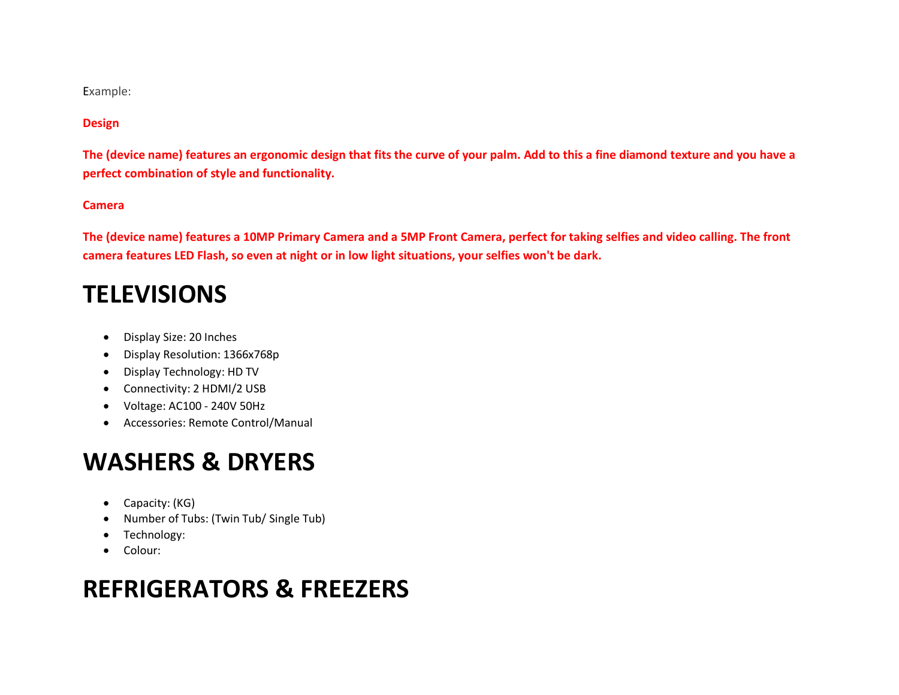Example:

**Design**

**The (device name) features an ergonomic design that fits the curve of your palm. Add to this a fine diamond texture and you have a perfect combination of style and functionality.**

**Camera**

**The (device name) features a 10MP Primary Camera and a 5MP Front Camera, perfect for taking selfies and video calling. The front camera features LED Flash, so even at night or in low light situations, your selfies won't be dark.**

# TELEVISIONS

- Display Size: 20 Inches
- Display Resolution: 1366x768p
- Display Technology: HD TV
- Connectivity: 2 HDMI/2 USB
- Voltage: AC100 - 240V 50Hz
- Accessories: Remote Control/Manual

# WASHERS & DRYERS

- Capacity: (KG)
- Number of Tubs: (Twin Tub/ Single Tub)
- Technology:
- Colour:

# REFRIGERATORS & FREEZERS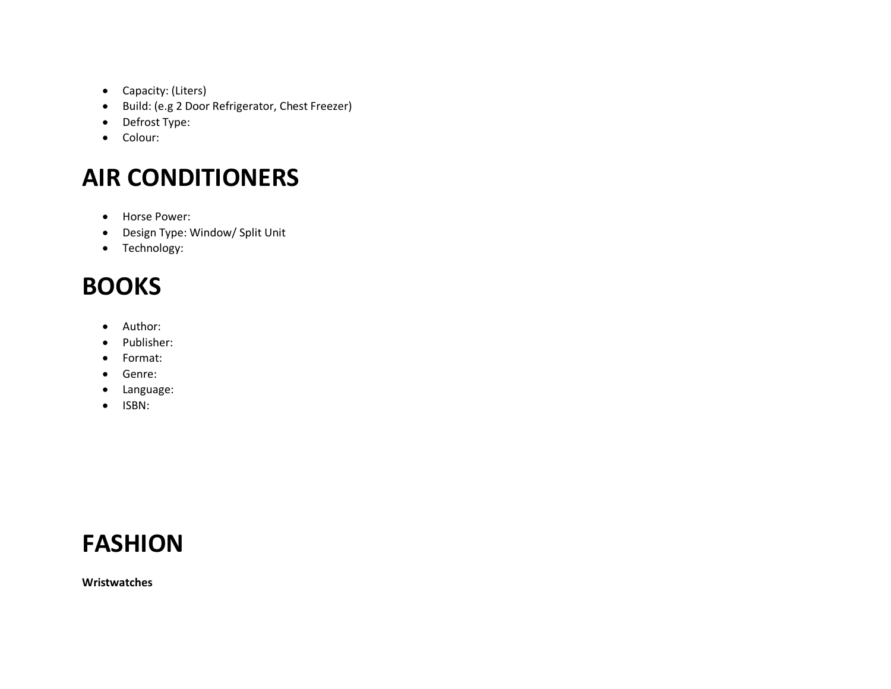- Capacity: (Liters)
- Build: (e.g 2 Door Refrigerator, Chest Freezer)
- Defrost Type:
- Colour:

# AIR CONDITIONERS

- Horse Power:
- Design Type: Window/ Split Unit
- Technology:

# BOOKS

- Author:
- Publisher:
- Format:
- Genre:
- Language:
- ISBN:

# FASHION

**Wristwatches**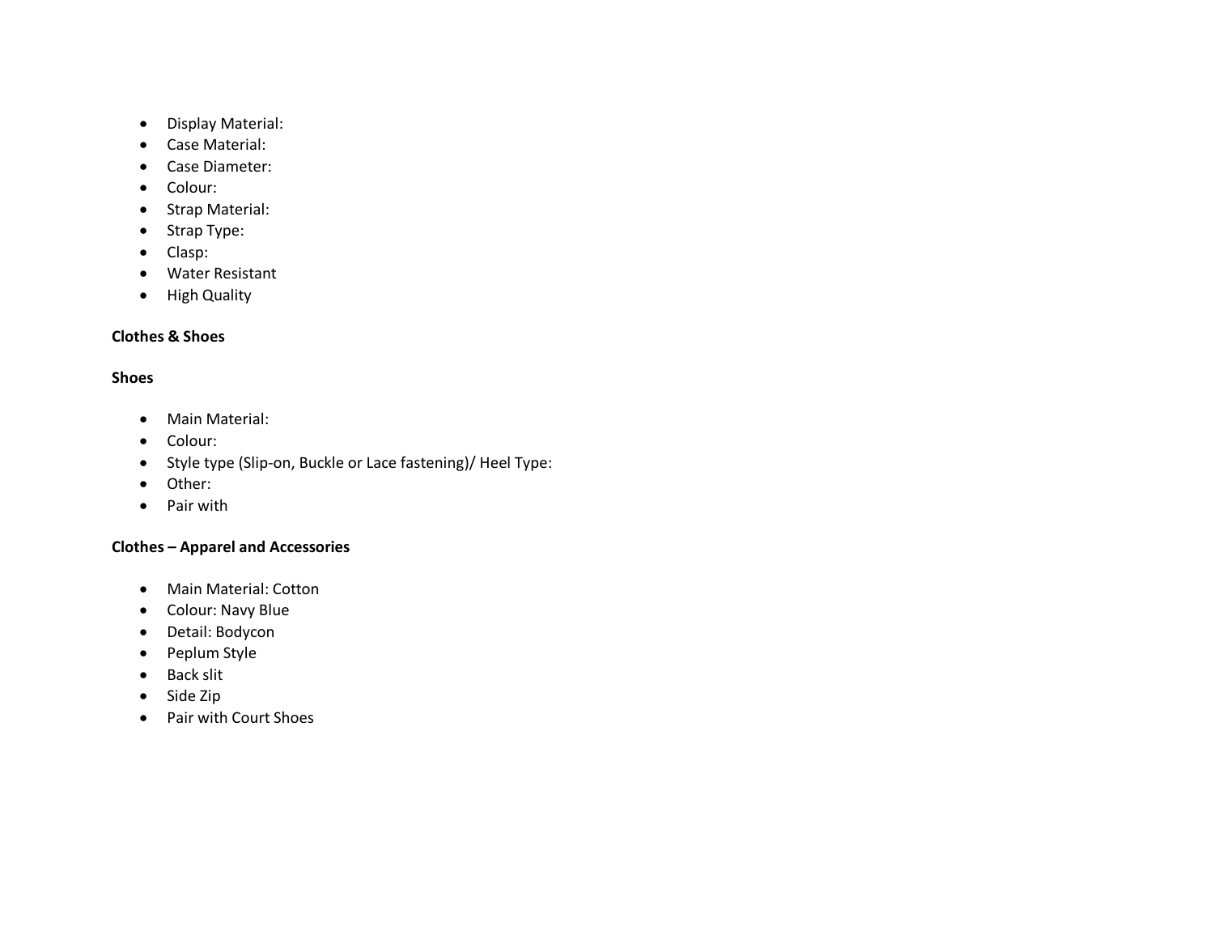- Display Material:
- Case Material:
- Case Diameter:
- Colour:
- Strap Material:
- Strap Type:
- Clasp:
- Water Resistant
- High Quality

**Clothes & Shoes**

**Shoes**

- Main Material:
- Colour:
- Style type (Slip-on, Buckle or Lace fastening)/ Heel Type:
- Other:
- Pair with

**Clothes – Apparel and Accessories**

- Main Material: Cotton
- Colour: Navy Blue
- Detail: Bodycon
- Peplum Style
- Back slit
- Side Zip
- Pair with Court Shoes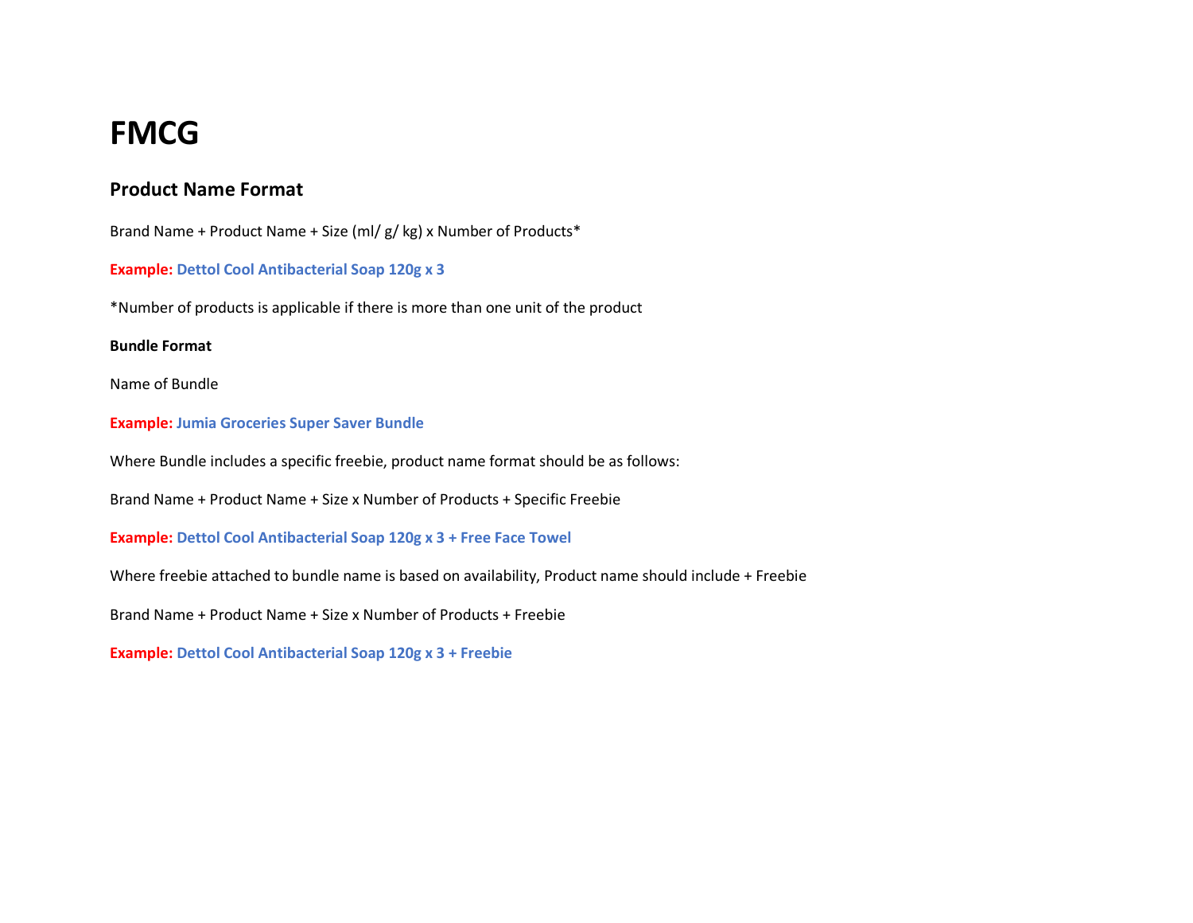# FMCG

## Product Name Format

Brand Name + Product Name + Size (ml/ g/ kg) x Number of Products*

**Example: Dettol Cool Antibacterial Soap 120g x 3**

*Number of products is applicable if there is more than one unit of the product

**Bundle Format**

Name of Bundle

**Example: Jumia Groceries Super Saver Bundle**

Where Bundle includes a specific freebie, product name format should be as follows:

Brand Name + Product Name + Size x Number of Products + Specific Freebie

**Example: Dettol Cool Antibacterial Soap 120g x 3 + Free Face Towel**

Where freebie attached to bundle name is based on availability, Product name should include + Freebie

Brand Name + Product Name + Size x Number of Products + Freebie

**Example: Dettol Cool Antibacterial Soap 120g x 3 + Freebie**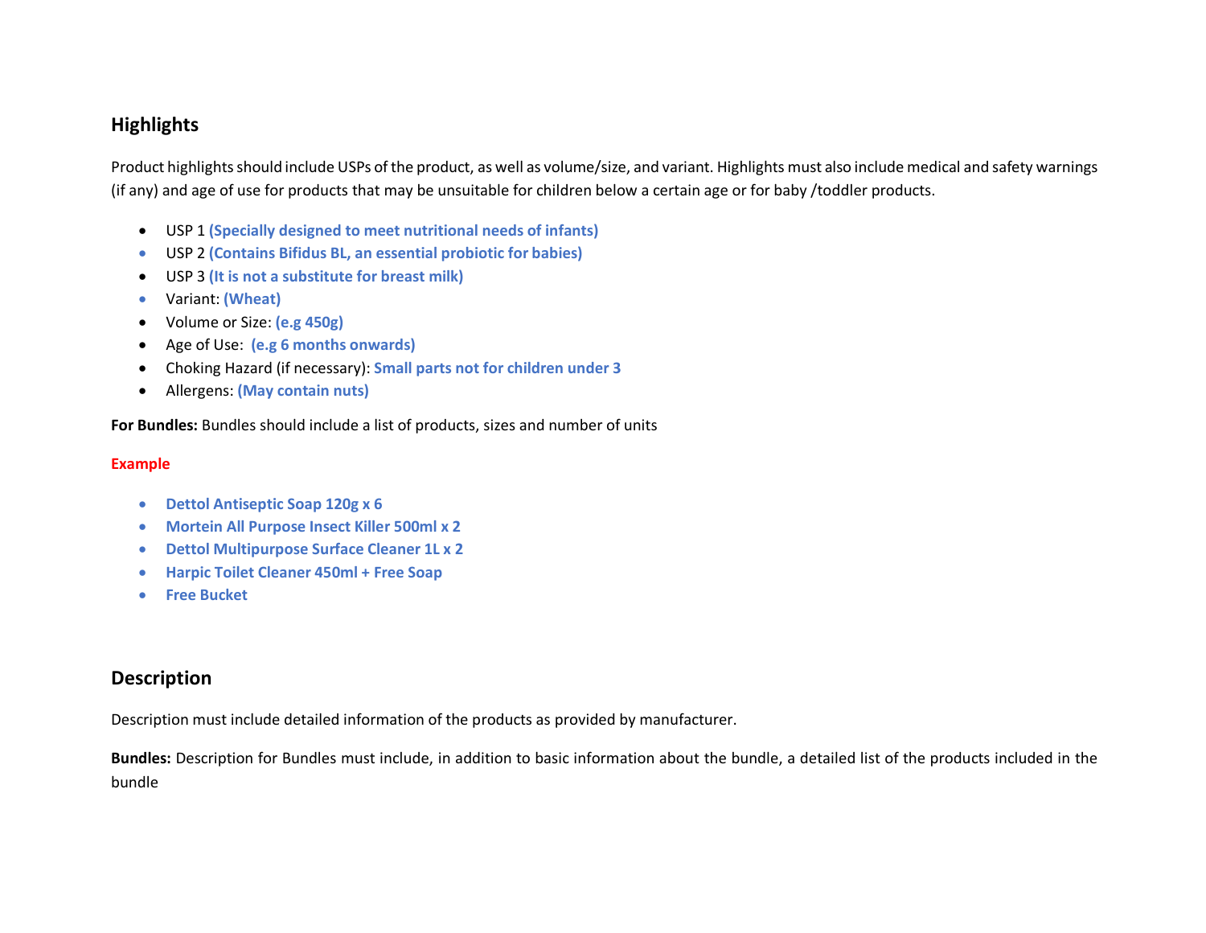## Highlights

Product highlights should include USPs of the product, as well as volume/size, and variant. Highlights must also include medical and safety warnings (if any) and age of use for products that may be unsuitable for children below a certain age or for baby /toddler products.

- USP 1 **(Specially designed to meet nutritional needs of infants)**
- USP 2 **(Contains Bifidus BL, an essential probiotic for babies)**
- USP 3 **(It is not a substitute for breast milk)**
- Variant: **(Wheat)**
- Volume or Size: **(e.g 450g)**
- Age of Use: **(e.g 6 months onwards)**
- Choking Hazard (if necessary): **Small parts not for children under 3**
- Allergens: **(May contain nuts)**

**For Bundles:** Bundles should include a list of products, sizes and number of units

**Example**

- **Dettol Antiseptic Soap 120g x 6**
- **Mortein All Purpose Insect Killer 500ml x 2**
- **Dettol Multipurpose Surface Cleaner 1L x 2**
- **Harpic Toilet Cleaner 450ml + Free Soap**
- **Free Bucket**

## Description

Description must include detailed information of the products as provided by manufacturer.

**Bundles:** Description for Bundles must include, in addition to basic information about the bundle, a detailed list of the products included in the bundle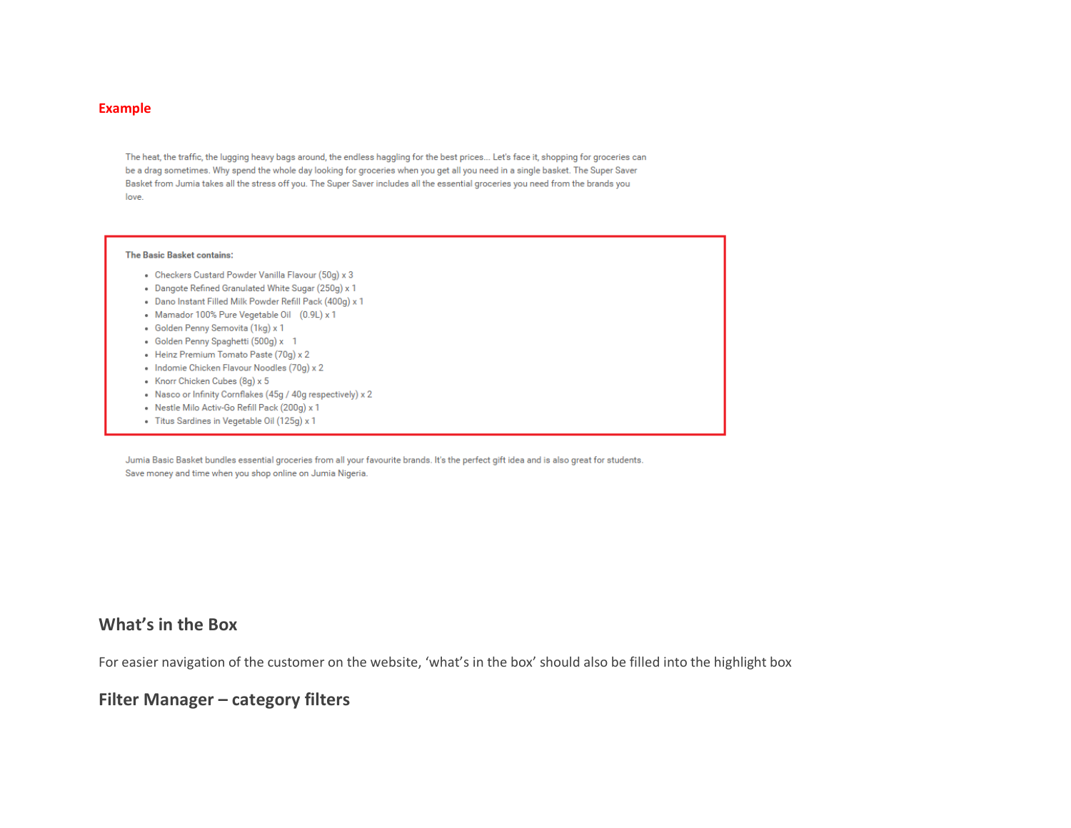**Example**

The heat, the traffic, the lugging heavy bags around, the endless haggling for the best prices... Let's face it, shopping for groceries can be a drag sometimes. Why spend the whole day looking for groceries when you get all you need in a single basket. The Super Saver Basket from Jumia takes all the stress off you. The Super Saver includes all the essential groceries you need from the brands you love.

**The Basic Basket contains:**

- Checkers Custard Powder Vanilla Flavour (50g) x 3
- Dangote Refined Granulated White Sugar (250g) x 1
- Dano Instant Filled Milk Powder Refill Pack (400g) x 1
- Mamador 100% Pure Vegetable Oil (0.9L) x 1
- Golden Penny Semovita (1kg) x 1
- Golden Penny Spaghetti (500g) x 1
- Heinz Premium Tomato Paste (70g) x 2
- Indomie Chicken Flavour Noodles (70g) x 2
- Knorr Chicken Cubes (8g) x 5
- Nasco or Infinity Cornflakes (45g / 40g respectively) x 2
- Nestle Milo Activ-Go Refill Pack (200g) x 1
- Titus Sardines in Vegetable Oil (125g) x 1

Jumia Basic Basket bundles essential groceries from all your favourite brands. It's the perfect gift idea and is also great for students. Save money and time when you shop online on Jumia Nigeria.

## What's in the Box

For easier navigation of the customer on the website, 'what's in the box' should also be filled into the highlight box

## Filter Manager – category filters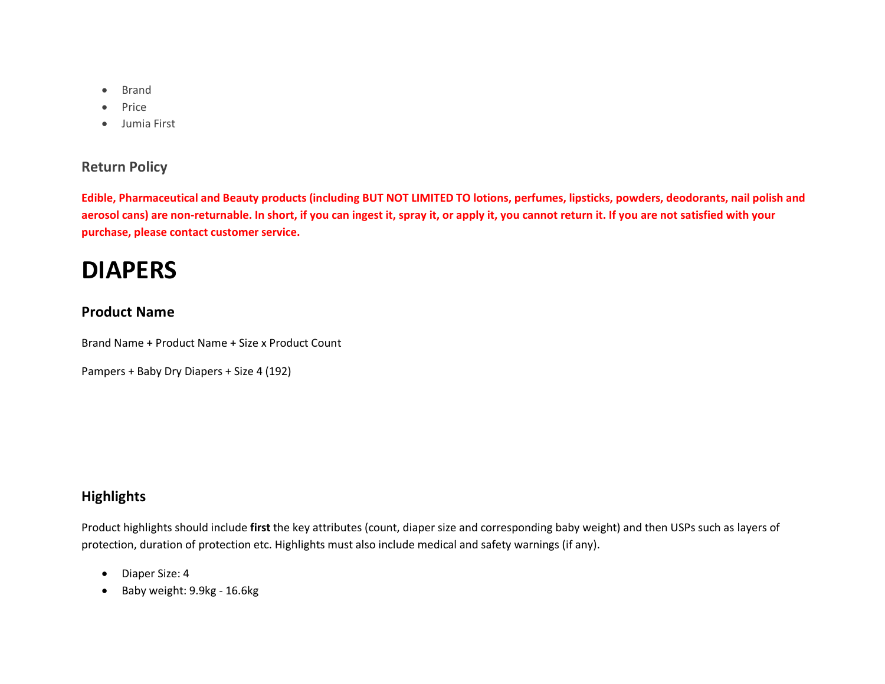- Brand
- Price
- Jumia First

### Return Policy

**Edible, Pharmaceutical and Beauty products (including BUT NOT LIMITED TO lotions, perfumes, lipsticks, powders, deodorants, nail polish and aerosol cans) are non-returnable. In short, if you can ingest it, spray it, or apply it, you cannot return it. If you are not satisfied with your purchase, please contact customer service.**

# DIAPERS

### Product Name

Brand Name + Product Name + Size x Product Count

Pampers + Baby Dry Diapers + Size 4 (192)

### Highlights

Product highlights should include **first** the key attributes (count, diaper size and corresponding baby weight) and then USPs such as layers of protection, duration of protection etc. Highlights must also include medical and safety warnings (if any).

- Diaper Size: 4
- Baby weight: 9.9kg - 16.6kg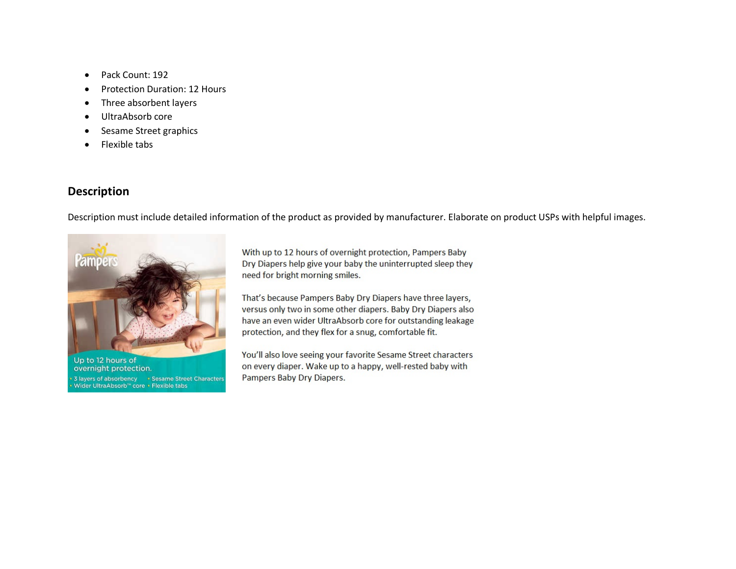- Pack Count: 192
- Protection Duration: 12 Hours
- Three absorbent layers
- UltraAbsorb core
- Sesame Street graphics
- Flexible tabs

## Description

Description must include detailed information of the product as provided by manufacturer. Elaborate on product USPs with helpful images.

With up to 12 hours of overnight protection, Pampers Baby Dry Diapers help give your baby the uninterrupted sleep they need for bright morning smiles.

That's because Pampers Baby Dry Diapers have three layers, versus only two in some other diapers. Baby Dry Diapers also have an even wider UltraAbsorb core for outstanding leakage protection, and they flex for a snug, comfortable fit.

You'll also love seeing your favorite Sesame Street characters on every diaper. Wake up to a happy, well-rested baby with Pampers Baby Dry Diapers.